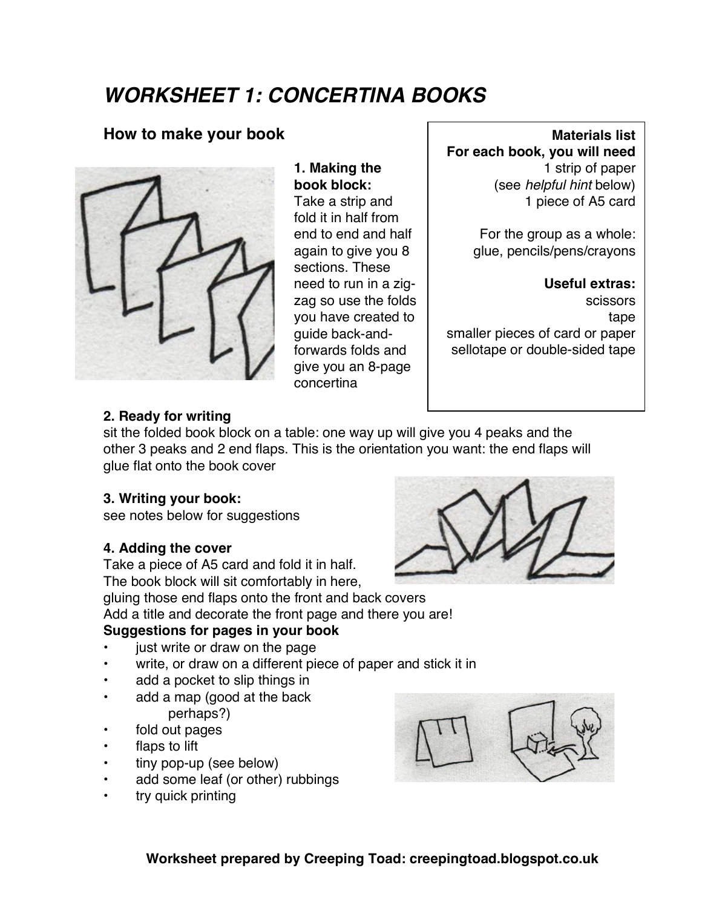# WORKSHEET 1: CONCERTINA BOOKS

## How to make your book

**Materials list**
**For each book, you will need**
1 strip of paper
(see *helpful hint* below)
1 piece of A5 card

For the group as a whole:
glue, pencils/pens/crayons

**Useful extras:**
scissors
tape
smaller pieces of card or paper
sellotape or double-sided tape

**1. Making the book block:**
Take a strip and fold it in half from end to end and half again to give you 8 sections. These need to run in a zig-zag so use the folds you have created to guide back-and-forwards folds and give you an 8-page concertina

**2. Ready for writing**
sit the folded book block on a table: one way up will give you 4 peaks and the other 3 peaks and 2 end flaps. This is the orientation you want: the end flaps will glue flat onto the book cover

**3. Writing your book:**
see notes below for suggestions

**4. Adding the cover**
Take a piece of A5 card and fold it in half.
The book block will sit comfortably in here, gluing those end flaps onto the front and back covers
Add a title and decorate the front page and there you are!

**Suggestions for pages in your book**

- just write or draw on the page
- write, or draw on a different piece of paper and stick it in
- add a pocket to slip things in
- add a map (good at the back perhaps?)
- fold out pages
- flaps to lift
- tiny pop-up (see below)
- add some leaf (or other) rubbings
- try quick printing

**Worksheet prepared by Creeping Toad: creepingtoad.blogspot.co.uk**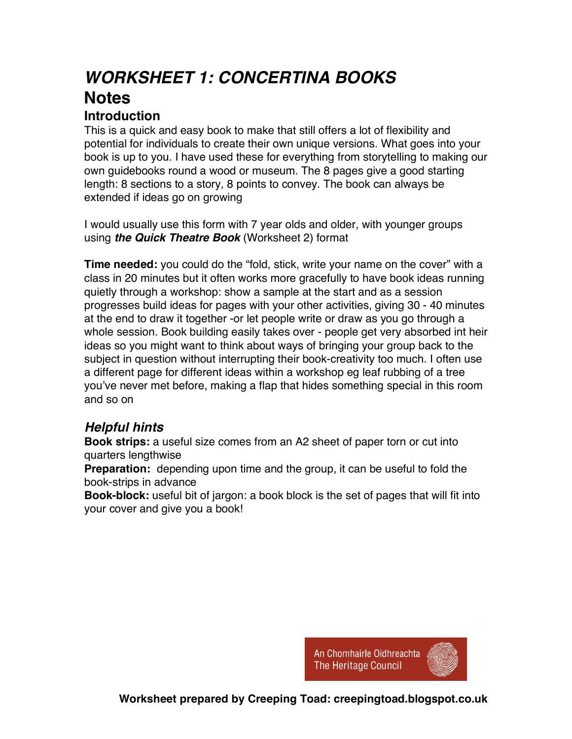# *WORKSHEET 1: CONCERTINA BOOKS*

## Notes

### Introduction

This is a quick and easy book to make that still offers a lot of flexibility and potential for individuals to create their own unique versions. What goes into your book is up to you. I have used these for everything from storytelling to making our own guidebooks round a wood or museum. The 8 pages give a good starting length: 8 sections to a story, 8 points to convey. The book can always be extended if ideas go on growing

I would usually use this form with 7 year olds and older, with younger groups using ***the Quick Theatre Book*** (Worksheet 2) format

**Time needed:** you could do the "fold, stick, write your name on the cover" with a class in 20 minutes but it often works more gracefully to have book ideas running quietly through a workshop: show a sample at the start and as a session progresses build ideas for pages with your other activities, giving 30 - 40 minutes at the end to draw it together -or let people write or draw as you go through a whole session. Book building easily takes over - people get very absorbed int heir ideas so you might want to think about ways of bringing your group back to the subject in question without interrupting their book-creativity too much. I often use a different page for different ideas within a workshop eg leaf rubbing of a tree you've never met before, making a flap that hides something special in this room and so on

### *Helpful hints*

**Book strips:** a useful size comes from an A2 sheet of paper torn or cut into quarters lengthwise
**Preparation:** depending upon time and the group, it can be useful to fold the book-strips in advance
**Book-block:** useful bit of jargon: a book block is the set of pages that will fit into your cover and give you a book!

An Chomhairle Oidhreachta
The Heritage Council

**Worksheet prepared by Creeping Toad: creepingtoad.blogspot.co.uk**